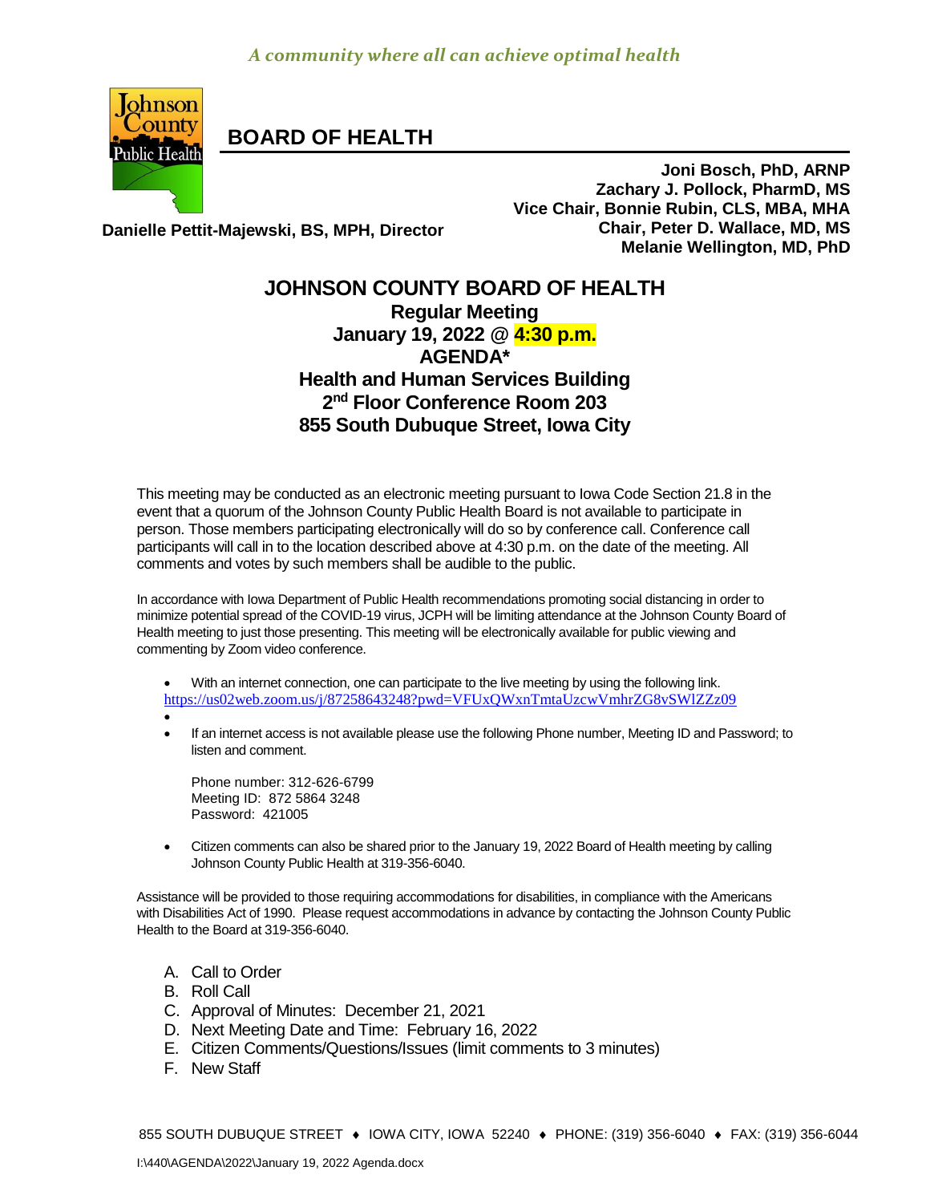*A community where all can achieve optimal health*

# BOARD OF HEALTH

**Joni Bosch, PhD, ARNP**
**Zachary J. Pollock, PharmD, MS**
**Vice Chair, Bonnie Rubin, CLS, MBA, MHA**
**Chair, Peter D. Wallace, MD, MS**
**Melanie Wellington, MD, PhD**

**Danielle Pettit-Majewski, BS, MPH, Director**

## JOHNSON COUNTY BOARD OF HEALTH

**Regular Meeting**
**January 19, 2022 @ 4:30 p.m.**
**AGENDA***
**Health and Human Services Building**
**2nd Floor Conference Room 203**
**855 South Dubuque Street, Iowa City**

This meeting may be conducted as an electronic meeting pursuant to Iowa Code Section 21.8 in the event that a quorum of the Johnson County Public Health Board is not available to participate in person. Those members participating electronically will do so by conference call. Conference call participants will call in to the location described above at 4:30 p.m. on the date of the meeting. All comments and votes by such members shall be audible to the public.

In accordance with Iowa Department of Public Health recommendations promoting social distancing in order to minimize potential spread of the COVID-19 virus, JCPH will be limiting attendance at the Johnson County Board of Health meeting to just those presenting. This meeting will be electronically available for public viewing and commenting by Zoom video conference.

- With an internet connection, one can participate to the live meeting by using the following link. https://us02web.zoom.us/j/87258643248?pwd=VFUxQWxnTmtaUzcwVmhrZG8vSWlZZz09
- 
- If an internet access is not available please use the following Phone number, Meeting ID and Password; to listen and comment.

  Phone number: 312-626-6799
  Meeting ID: 872 5864 3248
  Password: 421005

- Citizen comments can also be shared prior to the January 19, 2022 Board of Health meeting by calling Johnson County Public Health at 319-356-6040.

Assistance will be provided to those requiring accommodations for disabilities, in compliance with the Americans with Disabilities Act of 1990. Please request accommodations in advance by contacting the Johnson County Public Health to the Board at 319-356-6040.

A. Call to Order
B. Roll Call
C. Approval of Minutes: December 21, 2021
D. Next Meeting Date and Time: February 16, 2022
E. Citizen Comments/Questions/Issues (limit comments to 3 minutes)
F. New Staff

855 SOUTH DUBUQUE STREET ♦ IOWA CITY, IOWA 52240 ♦ PHONE: (319) 356-6040 ♦ FAX: (319) 356-6044

I:\440\AGENDA\2022\January 19, 2022 Agenda.docx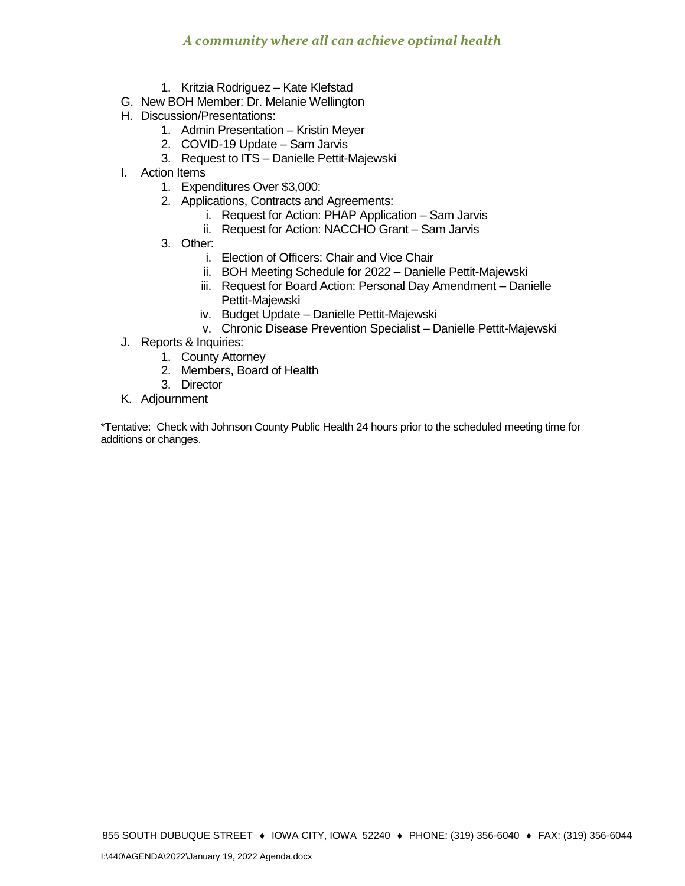1. Kritzia Rodriguez – Kate Klefstad

G. New BOH Member: Dr. Melanie Wellington

H. Discussion/Presentations:
   1. Admin Presentation – Kristin Meyer
   2. COVID-19 Update – Sam Jarvis
   3. Request to ITS – Danielle Pettit-Majewski

I. Action Items
   1. Expenditures Over $3,000:
   2. Applications, Contracts and Agreements:
      - i. Request for Action: PHAP Application – Sam Jarvis
      - ii. Request for Action: NACCHO Grant – Sam Jarvis
   3. Other:
      - i. Election of Officers: Chair and Vice Chair
      - ii. BOH Meeting Schedule for 2022 – Danielle Pettit-Majewski
      - iii. Request for Board Action: Personal Day Amendment – Danielle Pettit-Majewski
      - iv. Budget Update – Danielle Pettit-Majewski
      - v. Chronic Disease Prevention Specialist – Danielle Pettit-Majewski

J. Reports & Inquiries:
   1. County Attorney
   2. Members, Board of Health
   3. Director

K. Adjournment

*Tentative: Check with Johnson County Public Health 24 hours prior to the scheduled meeting time for additions or changes.

855 SOUTH DUBUQUE STREET ♦ IOWA CITY, IOWA 52240 ♦ PHONE: (319) 356-6040 ♦ FAX: (319) 356-6044

I:\440\AGENDA\2022\January 19, 2022 Agenda.docx